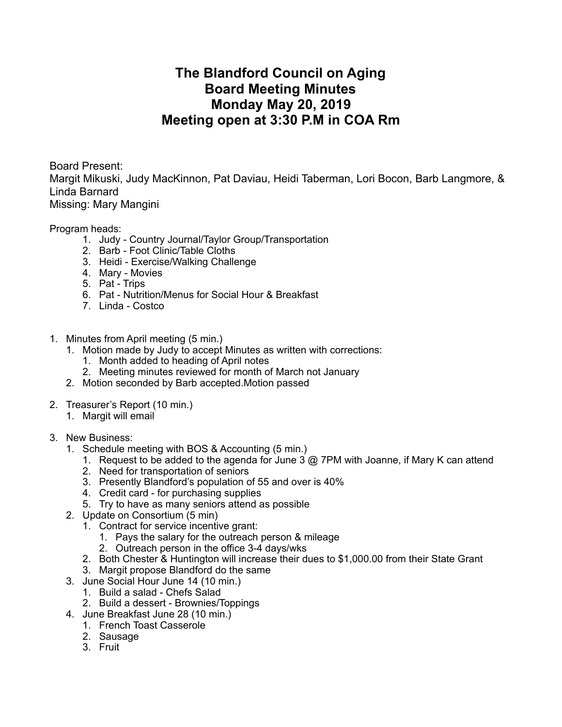# The Blandford Council on Aging
# Board Meeting Minutes
# Monday May 20, 2019
# Meeting open at 3:30 P.M in COA Rm

Board Present:
Margit Mikuski, Judy MacKinnon, Pat Daviau, Heidi Taberman, Lori Bocon, Barb Langmore, & Linda Barnard
Missing: Mary Mangini

Program heads:

1. Judy - Country Journal/Taylor Group/Transportation
2. Barb - Foot Clinic/Table Cloths
3. Heidi - Exercise/Walking Challenge
4. Mary - Movies
5. Pat - Trips
6. Pat - Nutrition/Menus for Social Hour & Breakfast
7. Linda - Costco

1. Minutes from April meeting (5 min.)
   1. Motion made by Judy to accept Minutes as written with corrections:
      1. Month added to heading of April notes
      2. Meeting minutes reviewed for month of March not January
   2. Motion seconded by Barb accepted.Motion passed
2. Treasurer's Report (10 min.)
   1. Margit will email
3. New Business:
   1. Schedule meeting with BOS & Accounting (5 min.)
      1. Request to be added to the agenda for June 3 @ 7PM with Joanne, if Mary K can attend
      2. Need for transportation of seniors
      3. Presently Blandford's population of 55 and over is 40%
      4. Credit card - for purchasing supplies
      5. Try to have as many seniors attend as possible
   2. Update on Consortium (5 min)
      1. Contract for service incentive grant:
         1. Pays the salary for the outreach person & mileage
         2. Outreach person in the office 3-4 days/wks
      2. Both Chester & Huntington will increase their dues to $1,000.00 from their State Grant
      3. Margit propose Blandford do the same
   3. June Social Hour June 14 (10 min.)
      1. Build a salad - Chefs Salad
      2. Build a dessert - Brownies/Toppings
   4. June Breakfast June 28 (10 min.)
      1. French Toast Casserole
      2. Sausage
      3. Fruit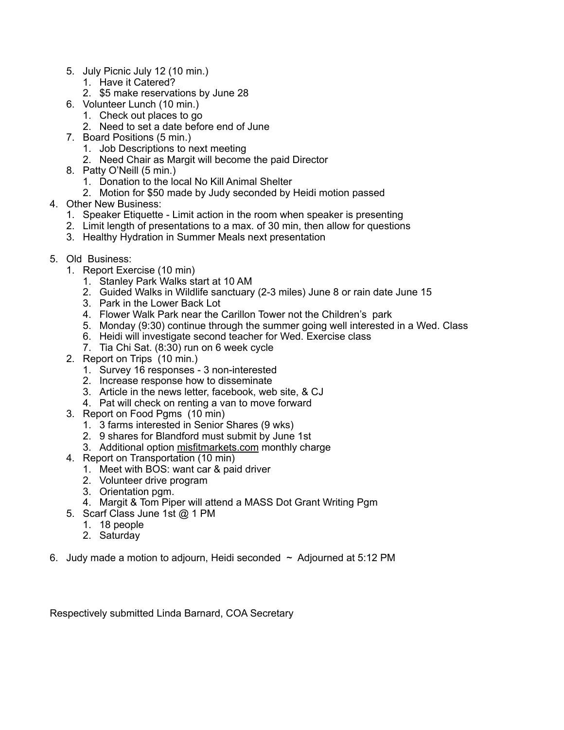5. July Picnic July 12 (10 min.)
    1. Have it Catered?
    2. $5 make reservations by June 28
6. Volunteer Lunch (10 min.)
    1. Check out places to go
    2. Need to set a date before end of June
7. Board Positions (5 min.)
    1. Job Descriptions to next meeting
    2. Need Chair as Margit will become the paid Director
8. Patty O'Neill (5 min.)
    1. Donation to the local No Kill Animal Shelter
    2. Motion for $50 made by Judy seconded by Heidi motion passed

4. Other New Business:
    1. Speaker Etiquette - Limit action in the room when speaker is presenting
    2. Limit length of presentations to a max. of 30 min, then allow for questions
    3. Healthy Hydration in Summer Meals next presentation

5. Old Business:
    1. Report Exercise (10 min)
        1. Stanley Park Walks start at 10 AM
        2. Guided Walks in Wildlife sanctuary (2-3 miles) June 8 or rain date June 15
        3. Park in the Lower Back Lot
        4. Flower Walk Park near the Carillon Tower not the Children's park
        5. Monday (9:30) continue through the summer going well interested in a Wed. Class
        6. Heidi will investigate second teacher for Wed. Exercise class
        7. Tia Chi Sat. (8:30) run on 6 week cycle
    2. Report on Trips (10 min.)
        1. Survey 16 responses - 3 non-interested
        2. Increase response how to disseminate
        3. Article in the news letter, facebook, web site, & CJ
        4. Pat will check on renting a van to move forward
    3. Report on Food Pgms (10 min)
        1. 3 farms interested in Senior Shares (9 wks)
        2. 9 shares for Blandford must submit by June 1st
        3. Additional option misfitmarkets.com monthly charge
    4. Report on Transportation (10 min)
        1. Meet with BOS: want car & paid driver
        2. Volunteer drive program
        3. Orientation pgm.
        4. Margit & Tom Piper will attend a MASS Dot Grant Writing Pgm
    5. Scarf Class June 1st @ 1 PM
        1. 18 people
        2. Saturday

6. Judy made a motion to adjourn, Heidi seconded ~ Adjourned at 5:12 PM

Respectively submitted Linda Barnard, COA Secretary